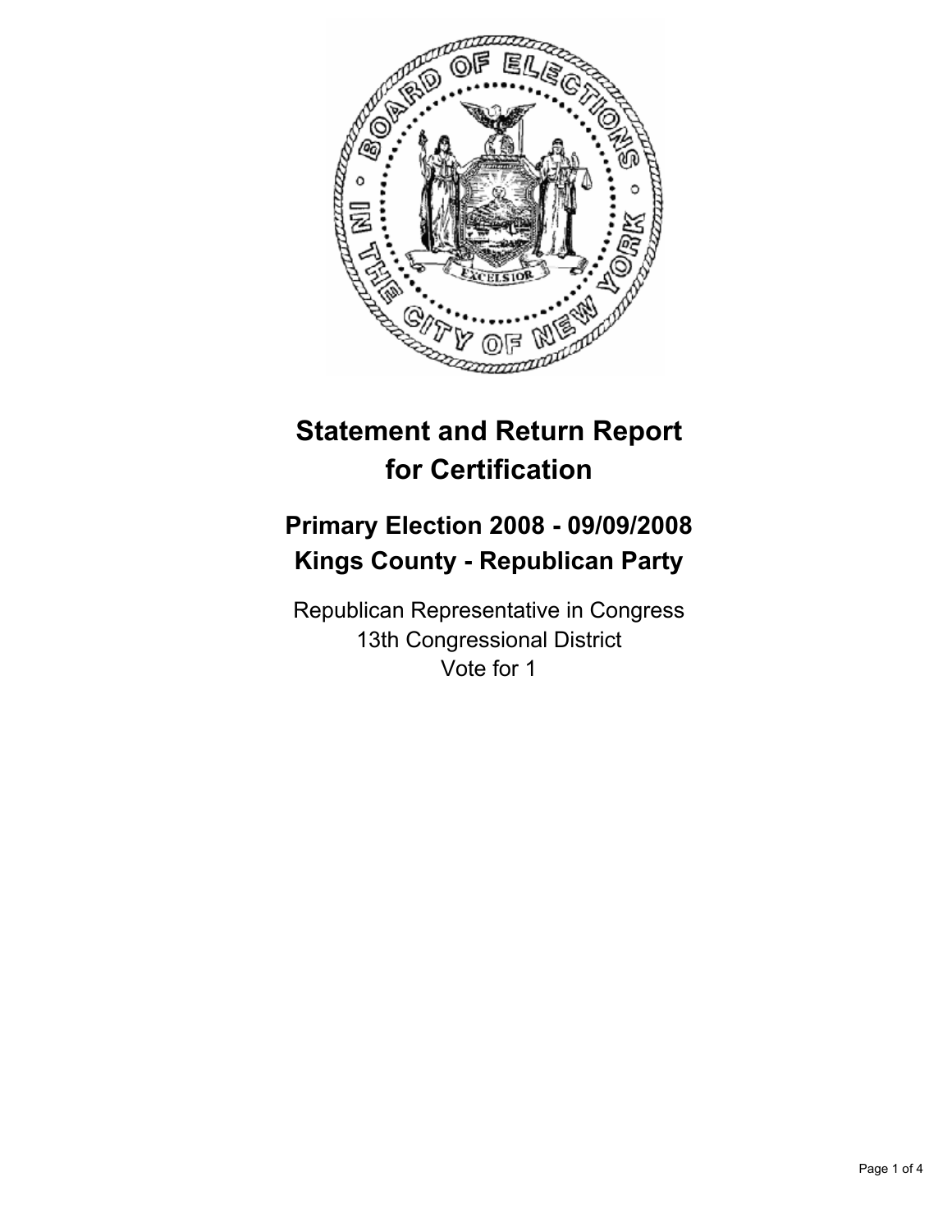# Statement and Return Report for Certification

## Primary Election 2008 - 09/09/2008
## Kings County - Republican Party

Republican Representative in Congress
13th Congressional District
Vote for 1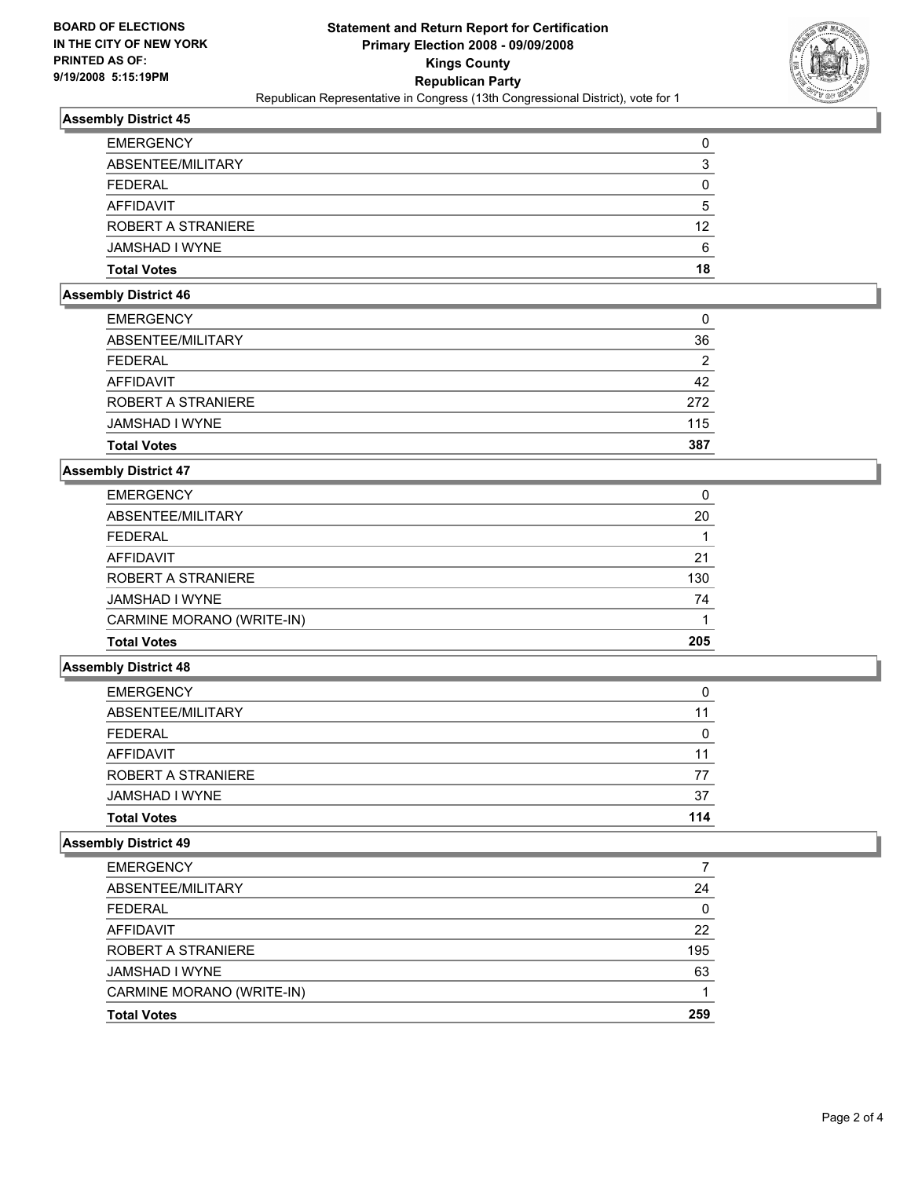**BOARD OF ELECTIONS IN THE CITY OF NEW YORK PRINTED AS OF: 9/19/2008 5:15:19PM**

# Statement and Return Report for Certification
## Primary Election 2008 - 09/09/2008
## Kings County
## Republican Party
Republican Representative in Congress (13th Congressional District), vote for 1

### Assembly District 45

| | |
|---|---|
| EMERGENCY | 0 |
| ABSENTEE/MILITARY | 3 |
| FEDERAL | 0 |
| AFFIDAVIT | 5 |
| ROBERT A STRANIERE | 12 |
| JAMSHAD I WYNE | 6 |
| **Total Votes** | **18** |

### Assembly District 46

| | |
|---|---|
| EMERGENCY | 0 |
| ABSENTEE/MILITARY | 36 |
| FEDERAL | 2 |
| AFFIDAVIT | 42 |
| ROBERT A STRANIERE | 272 |
| JAMSHAD I WYNE | 115 |
| **Total Votes** | **387** |

### Assembly District 47

| | |
|---|---|
| EMERGENCY | 0 |
| ABSENTEE/MILITARY | 20 |
| FEDERAL | 1 |
| AFFIDAVIT | 21 |
| ROBERT A STRANIERE | 130 |
| JAMSHAD I WYNE | 74 |
| CARMINE MORANO (WRITE-IN) | 1 |
| **Total Votes** | **205** |

### Assembly District 48

| | |
|---|---|
| EMERGENCY | 0 |
| ABSENTEE/MILITARY | 11 |
| FEDERAL | 0 |
| AFFIDAVIT | 11 |
| ROBERT A STRANIERE | 77 |
| JAMSHAD I WYNE | 37 |
| **Total Votes** | **114** |

### Assembly District 49

| | |
|---|---|
| EMERGENCY | 7 |
| ABSENTEE/MILITARY | 24 |
| FEDERAL | 0 |
| AFFIDAVIT | 22 |
| ROBERT A STRANIERE | 195 |
| JAMSHAD I WYNE | 63 |
| CARMINE MORANO (WRITE-IN) | 1 |
| **Total Votes** | **259** |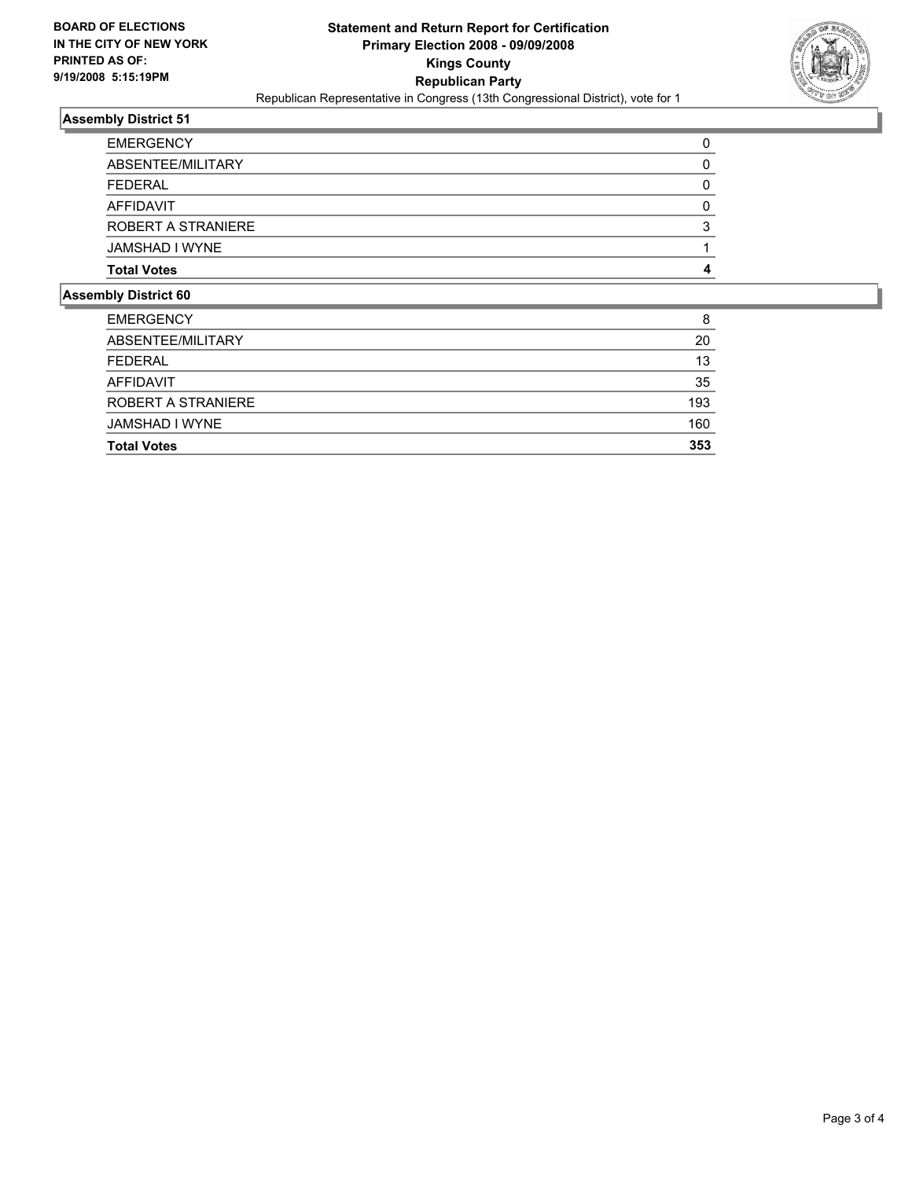**BOARD OF ELECTIONS IN THE CITY OF NEW YORK PRINTED AS OF: 9/19/2008 5:15:19PM**

# Statement and Return Report for Certification
## Primary Election 2008 - 09/09/2008
## Kings County
## Republican Party
Republican Representative in Congress (13th Congressional District), vote for 1

### Assembly District 51

| | |
|---|---|
| EMERGENCY | 0 |
| ABSENTEE/MILITARY | 0 |
| FEDERAL | 0 |
| AFFIDAVIT | 0 |
| ROBERT A STRANIERE | 3 |
| JAMSHAD I WYNE | 1 |
| **Total Votes** | **4** |

### Assembly District 60

| | |
|---|---|
| EMERGENCY | 8 |
| ABSENTEE/MILITARY | 20 |
| FEDERAL | 13 |
| AFFIDAVIT | 35 |
| ROBERT A STRANIERE | 193 |
| JAMSHAD I WYNE | 160 |
| **Total Votes** | **353** |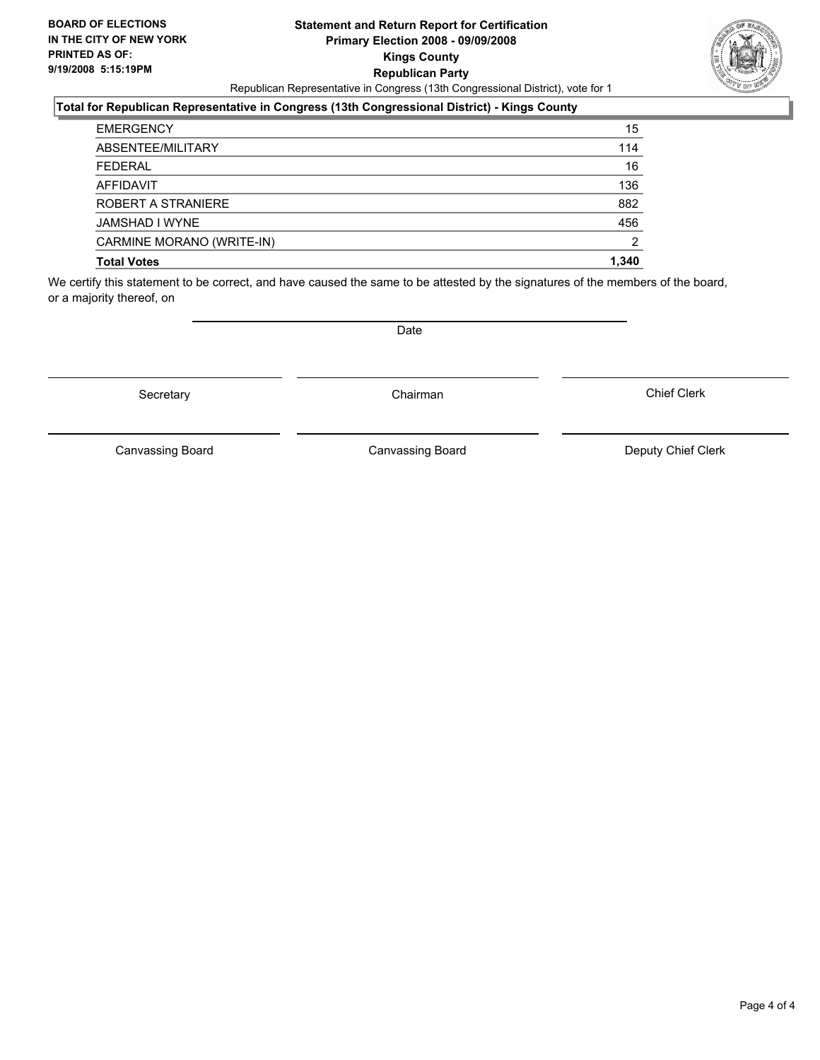**BOARD OF ELECTIONS IN THE CITY OF NEW YORK PRINTED AS OF: 9/19/2008 5:15:19PM**

# Statement and Return Report for Certification
## Primary Election 2008 - 09/09/2008
## Kings County
## Republican Party

Republican Representative in Congress (13th Congressional District), vote for 1

**Total for Republican Representative in Congress (13th Congressional District) - Kings County**

| | |
|---|---|
| EMERGENCY | 15 |
| ABSENTEE/MILITARY | 114 |
| FEDERAL | 16 |
| AFFIDAVIT | 136 |
| ROBERT A STRANIERE | 882 |
| JAMSHAD I WYNE | 456 |
| CARMINE MORANO (WRITE-IN) | 2 |
| **Total Votes** | **1,340** |

We certify this statement to be correct, and have caused the same to be attested by the signatures of the members of the board, or a majority thereof, on

Date

Secretary

Chairman

Chief Clerk

Canvassing Board

Canvassing Board

Deputy Chief Clerk